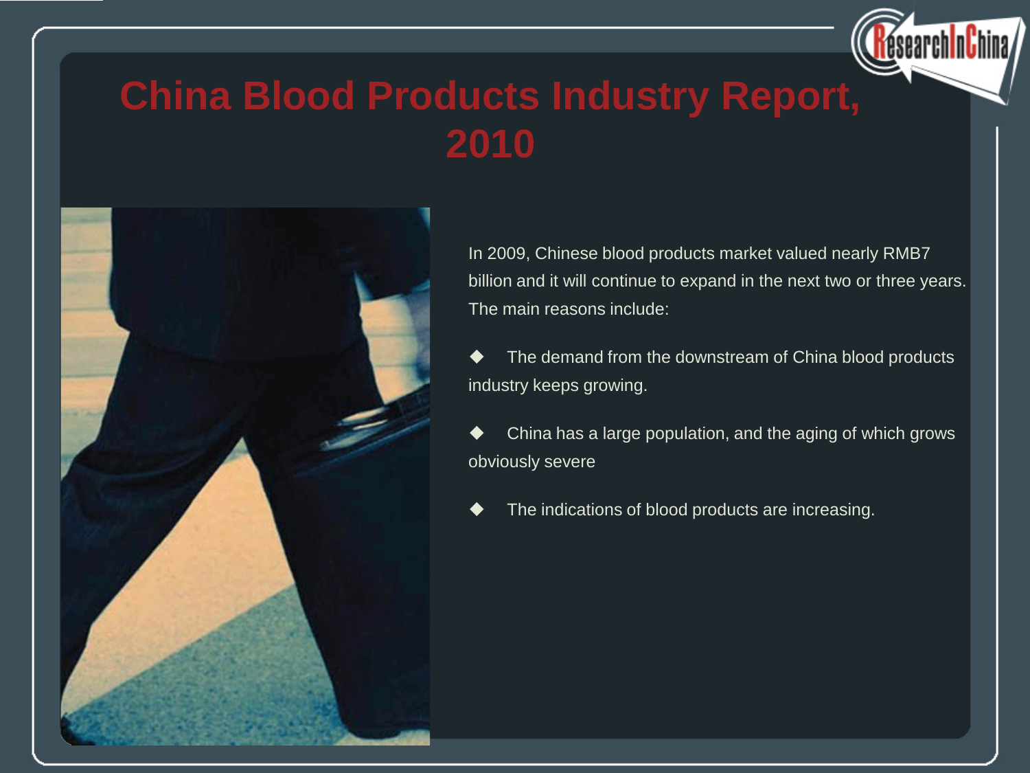# China Blood Products Industry Report, 2010

In 2009, Chinese blood products market valued nearly RMB7 billion and it will continue to expand in the next two or three years. The main reasons include:

◆ The demand from the downstream of China blood products industry keeps growing.

◆ China has a large population, and the aging of which grows obviously severe

◆ The indications of blood products are increasing.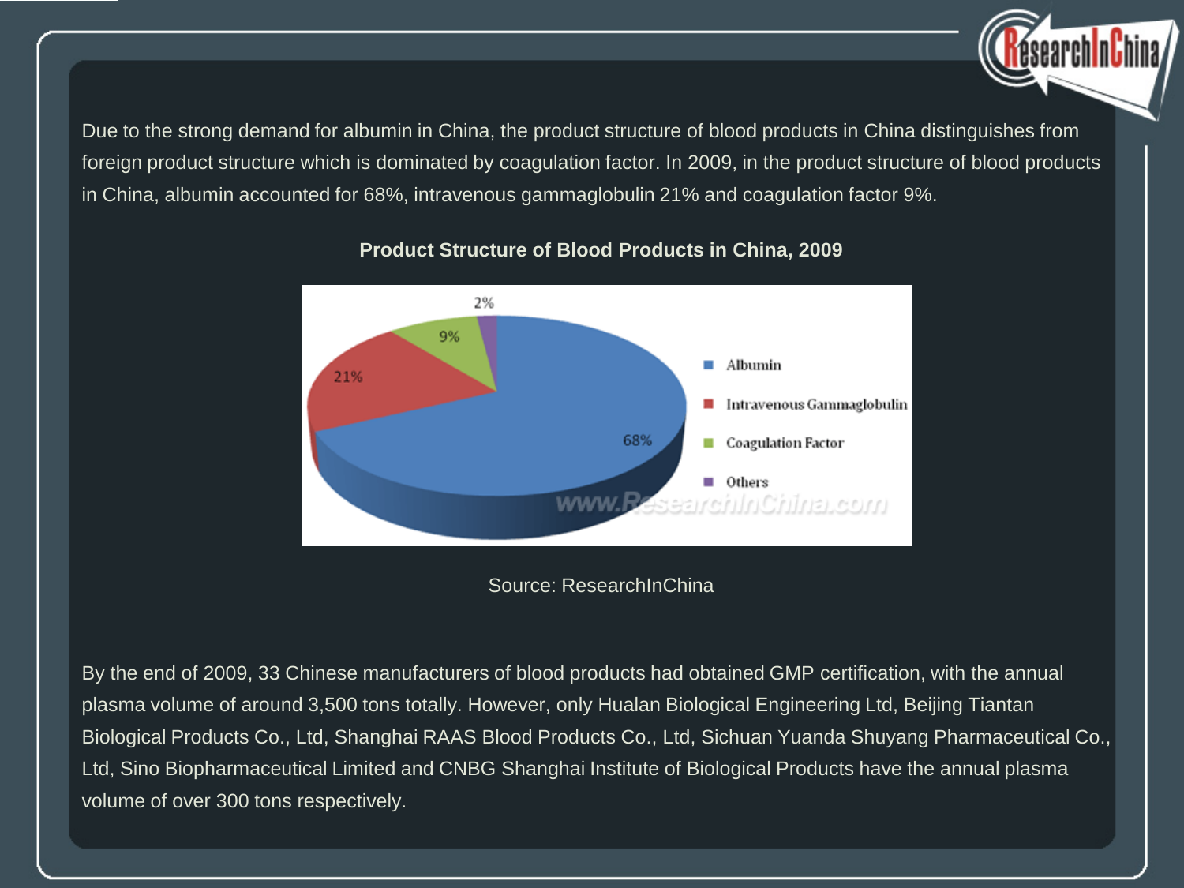Due to the strong demand for albumin in China, the product structure of blood products in China distinguishes from foreign product structure which is dominated by coagulation factor. In 2009, in the product structure of blood products in China, albumin accounted for 68%, intravenous gammaglobulin 21% and coagulation factor 9%.

**Product Structure of Blood Products in China, 2009**

Source: ResearchInChina

By the end of 2009, 33 Chinese manufacturers of blood products had obtained GMP certification, with the annual plasma volume of around 3,500 tons totally. However, only Hualan Biological Engineering Ltd, Beijing Tiantan Biological Products Co., Ltd, Shanghai RAAS Blood Products Co., Ltd, Sichuan Yuanda Shuyang Pharmaceutical Co., Ltd, Sino Biopharmaceutical Limited and CNBG Shanghai Institute of Biological Products have the annual plasma volume of over 300 tons respectively.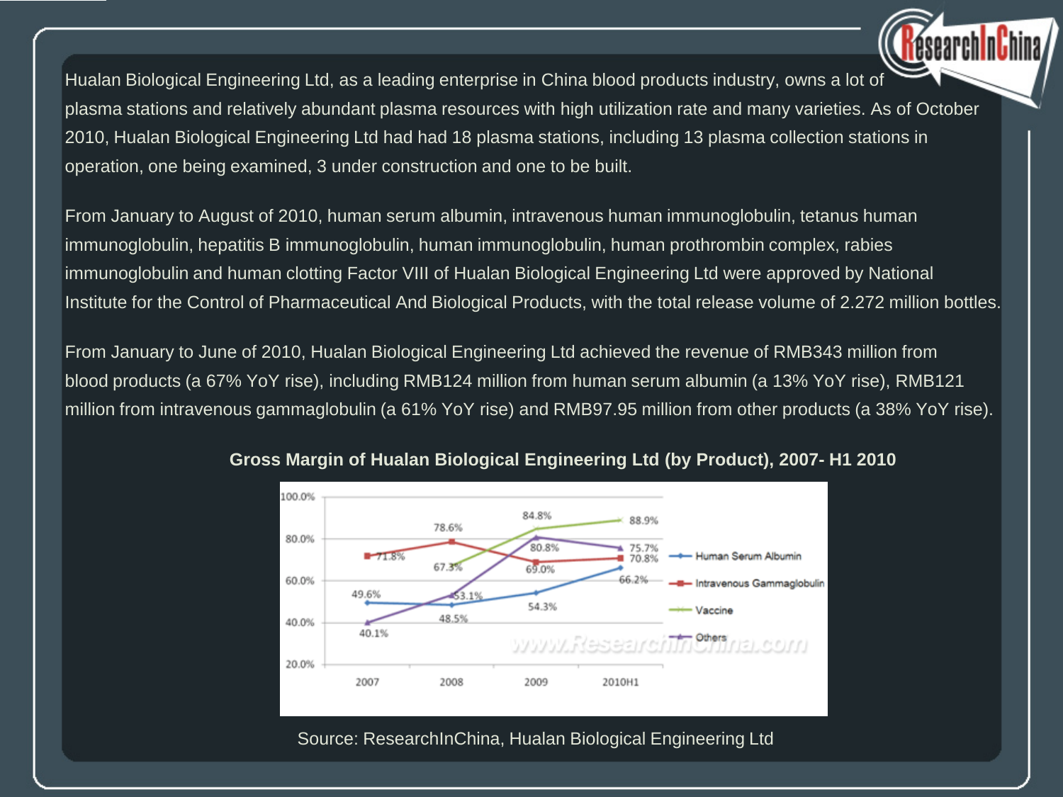Hualan Biological Engineering Ltd, as a leading enterprise in China blood products industry, owns a lot of plasma stations and relatively abundant plasma resources with high utilization rate and many varieties. As of October 2010, Hualan Biological Engineering Ltd had had 18 plasma stations, including 13 plasma collection stations in operation, one being examined, 3 under construction and one to be built.

From January to August of 2010, human serum albumin, intravenous human immunoglobulin, tetanus human immunoglobulin, hepatitis B immunoglobulin, human immunoglobulin, human prothrombin complex, rabies immunoglobulin and human clotting Factor VIII of Hualan Biological Engineering Ltd were approved by National Institute for the Control of Pharmaceutical And Biological Products, with the total release volume of 2.272 million bottles.

From January to June of 2010, Hualan Biological Engineering Ltd achieved the revenue of RMB343 million from blood products (a 67% YoY rise), including RMB124 million from human serum albumin (a 13% YoY rise), RMB121 million from intravenous gammaglobulin (a 61% YoY rise) and RMB97.95 million from other products (a 38% YoY rise).

**Gross Margin of Hualan Biological Engineering Ltd (by Product), 2007- H1 2010**

| | 2007 | 2008 | 2009 | 2010H1 |
|---|---|---|---|---|
| Human Serum Albumin | 49.6% | 48.5% | 54.3% | 66.2% |
| Intravenous Gammaglobulin | 71.8% | 78.6% | 69.0% | 70.8% |
| Vaccine | | 67.3% | 84.8% | 88.9% |
| Others | 40.1% | 53.1% | 80.8% | 75.7% |

Source: ResearchInChina, Hualan Biological Engineering Ltd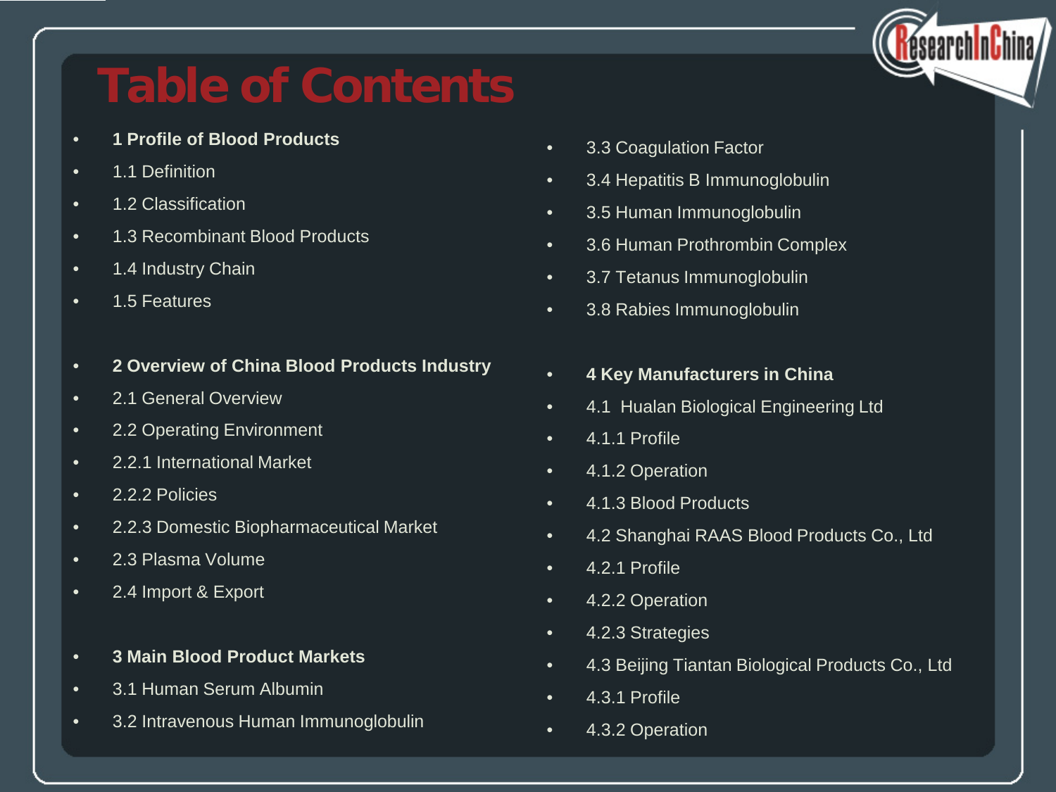# Table of Contents

- **1 Profile of Blood Products**
- 1.1 Definition
- 1.2 Classification
- 1.3 Recombinant Blood Products
- 1.4 Industry Chain
- 1.5 Features

- **2 Overview of China Blood Products Industry**
- 2.1 General Overview
- 2.2 Operating Environment
- 2.2.1 International Market
- 2.2.2 Policies
- 2.2.3 Domestic Biopharmaceutical Market
- 2.3 Plasma Volume
- 2.4 Import & Export

- **3 Main Blood Product Markets**
- 3.1 Human Serum Albumin
- 3.2 Intravenous Human Immunoglobulin
- 3.3 Coagulation Factor
- 3.4 Hepatitis B Immunoglobulin
- 3.5 Human Immunoglobulin
- 3.6 Human Prothrombin Complex
- 3.7 Tetanus Immunoglobulin
- 3.8 Rabies Immunoglobulin

- **4 Key Manufacturers in China**
- 4.1 Hualan Biological Engineering Ltd
- 4.1.1 Profile
- 4.1.2 Operation
- 4.1.3 Blood Products
- 4.2 Shanghai RAAS Blood Products Co., Ltd
- 4.2.1 Profile
- 4.2.2 Operation
- 4.2.3 Strategies
- 4.3 Beijing Tiantan Biological Products Co., Ltd
- 4.3.1 Profile
- 4.3.2 Operation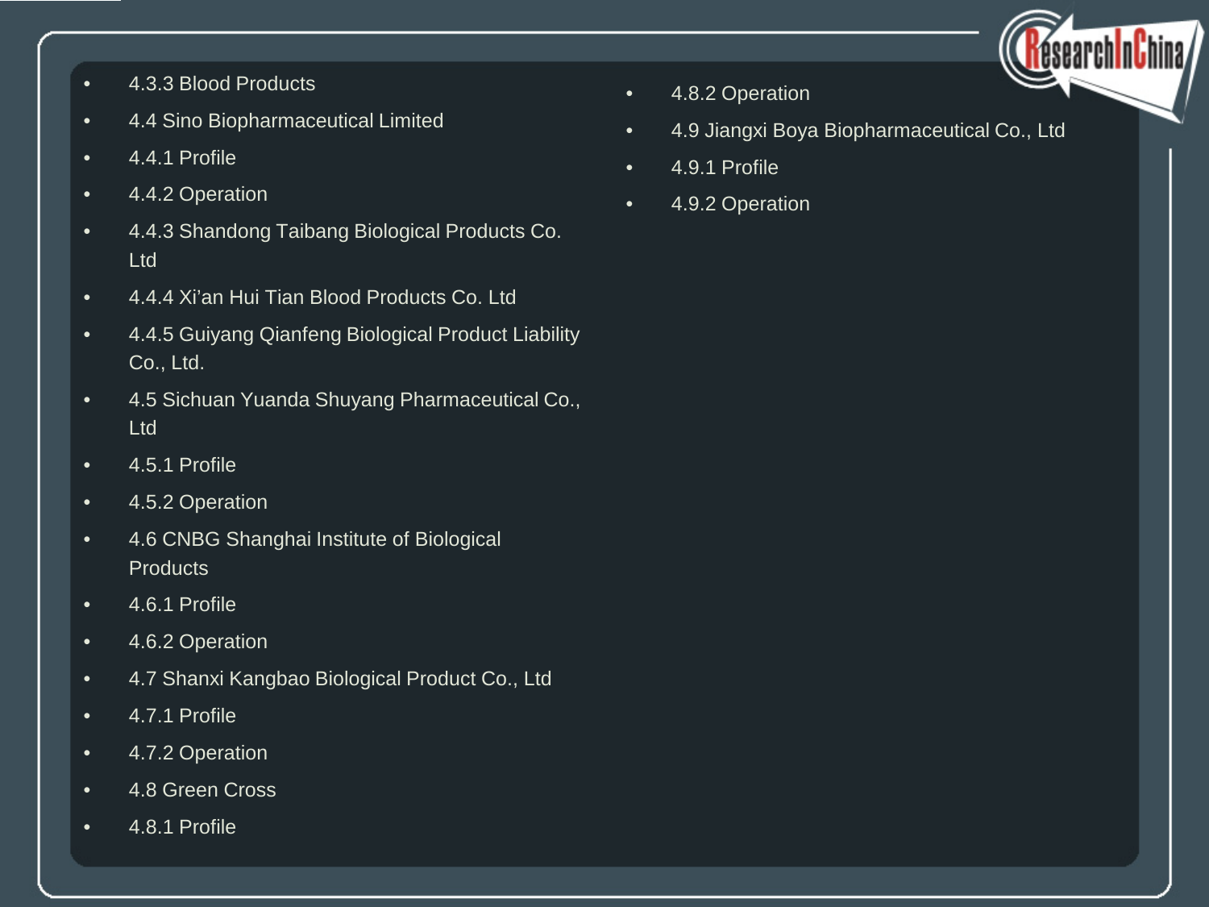- 4.3.3 Blood Products
- 4.4 Sino Biopharmaceutical Limited
- 4.4.1 Profile
- 4.4.2 Operation
- 4.4.3 Shandong Taibang Biological Products Co. Ltd
- 4.4.4 Xi’an Hui Tian Blood Products Co. Ltd
- 4.4.5 Guiyang Qianfeng Biological Product Liability Co., Ltd.
- 4.5 Sichuan Yuanda Shuyang Pharmaceutical Co., Ltd
- 4.5.1 Profile
- 4.5.2 Operation
- 4.6 CNBG Shanghai Institute of Biological Products
- 4.6.1 Profile
- 4.6.2 Operation
- 4.7 Shanxi Kangbao Biological Product Co., Ltd
- 4.7.1 Profile
- 4.7.2 Operation
- 4.8 Green Cross
- 4.8.1 Profile
- 4.8.2 Operation
- 4.9 Jiangxi Boya Biopharmaceutical Co., Ltd
- 4.9.1 Profile
- 4.9.2 Operation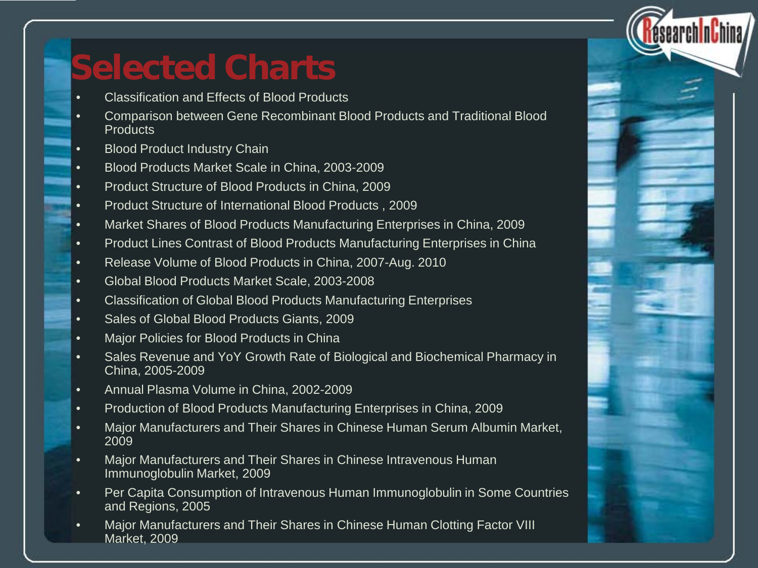# Selected Charts

- Classification and Effects of Blood Products
- Comparison between Gene Recombinant Blood Products and Traditional Blood Products
- Blood Product Industry Chain
- Blood Products Market Scale in China, 2003-2009
- Product Structure of Blood Products in China, 2009
- Product Structure of International Blood Products , 2009
- Market Shares of Blood Products Manufacturing Enterprises in China, 2009
- Product Lines Contrast of Blood Products Manufacturing Enterprises in China
- Release Volume of Blood Products in China, 2007-Aug. 2010
- Global Blood Products Market Scale, 2003-2008
- Classification of Global Blood Products Manufacturing Enterprises
- Sales of Global Blood Products Giants, 2009
- Major Policies for Blood Products in China
- Sales Revenue and YoY Growth Rate of Biological and Biochemical Pharmacy in China, 2005-2009
- Annual Plasma Volume in China, 2002-2009
- Production of Blood Products Manufacturing Enterprises in China, 2009
- Major Manufacturers and Their Shares in Chinese Human Serum Albumin Market, 2009
- Major Manufacturers and Their Shares in Chinese Intravenous Human Immunoglobulin Market, 2009
- Per Capita Consumption of Intravenous Human Immunoglobulin in Some Countries and Regions, 2005
- Major Manufacturers and Their Shares in Chinese Human Clotting Factor VIII Market, 2009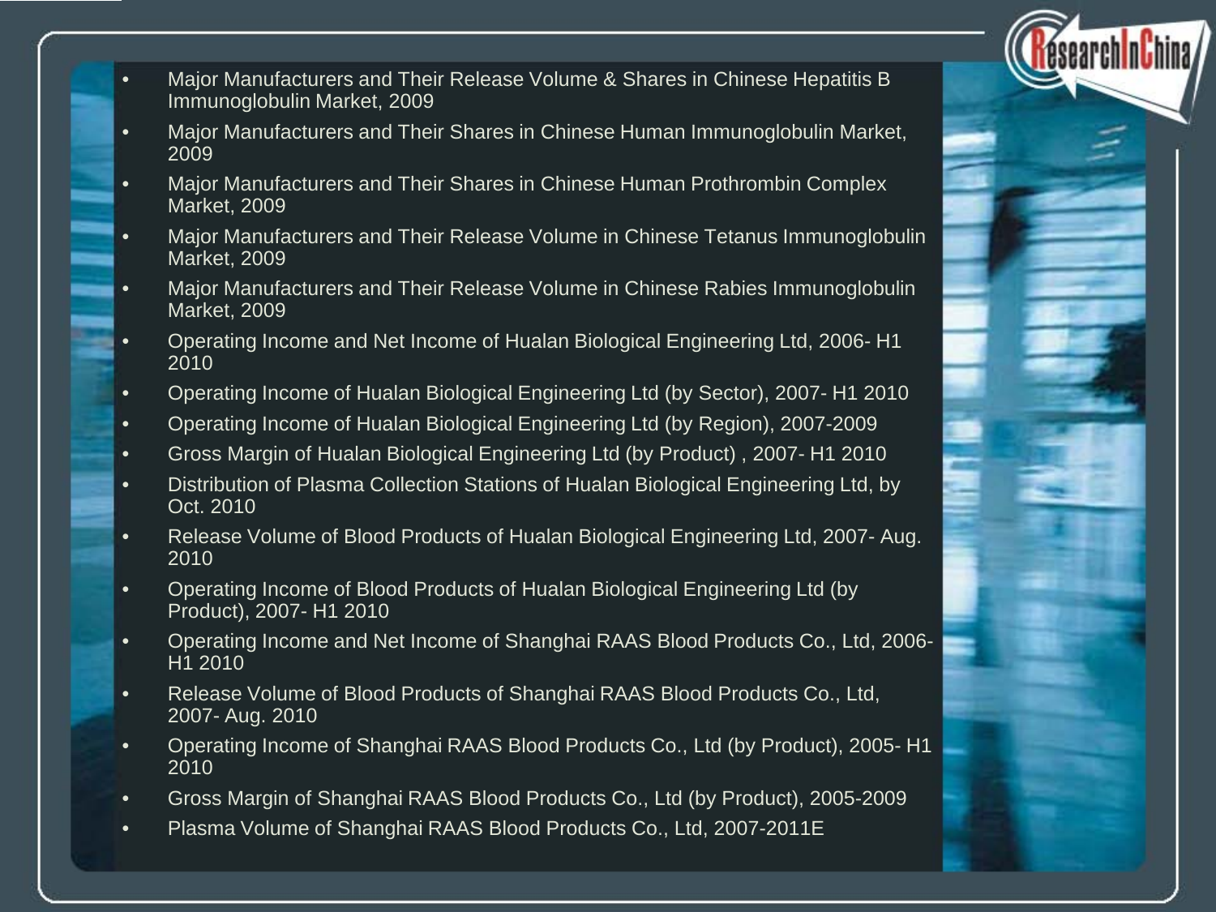- Major Manufacturers and Their Release Volume & Shares in Chinese Hepatitis B Immunoglobulin Market, 2009
- Major Manufacturers and Their Shares in Chinese Human Immunoglobulin Market, 2009
- Major Manufacturers and Their Shares in Chinese Human Prothrombin Complex Market, 2009
- Major Manufacturers and Their Release Volume in Chinese Tetanus Immunoglobulin Market, 2009
- Major Manufacturers and Their Release Volume in Chinese Rabies Immunoglobulin Market, 2009
- Operating Income and Net Income of Hualan Biological Engineering Ltd, 2006- H1 2010
- Operating Income of Hualan Biological Engineering Ltd (by Sector), 2007- H1 2010
- Operating Income of Hualan Biological Engineering Ltd (by Region), 2007-2009
- Gross Margin of Hualan Biological Engineering Ltd (by Product) , 2007- H1 2010
- Distribution of Plasma Collection Stations of Hualan Biological Engineering Ltd, by Oct. 2010
- Release Volume of Blood Products of Hualan Biological Engineering Ltd, 2007- Aug. 2010
- Operating Income of Blood Products of Hualan Biological Engineering Ltd (by Product), 2007- H1 2010
- Operating Income and Net Income of Shanghai RAAS Blood Products Co., Ltd, 2006- H1 2010
- Release Volume of Blood Products of Shanghai RAAS Blood Products Co., Ltd, 2007- Aug. 2010
- Operating Income of Shanghai RAAS Blood Products Co., Ltd (by Product), 2005- H1 2010
- Gross Margin of Shanghai RAAS Blood Products Co., Ltd (by Product), 2005-2009
- Plasma Volume of Shanghai RAAS Blood Products Co., Ltd, 2007-2011E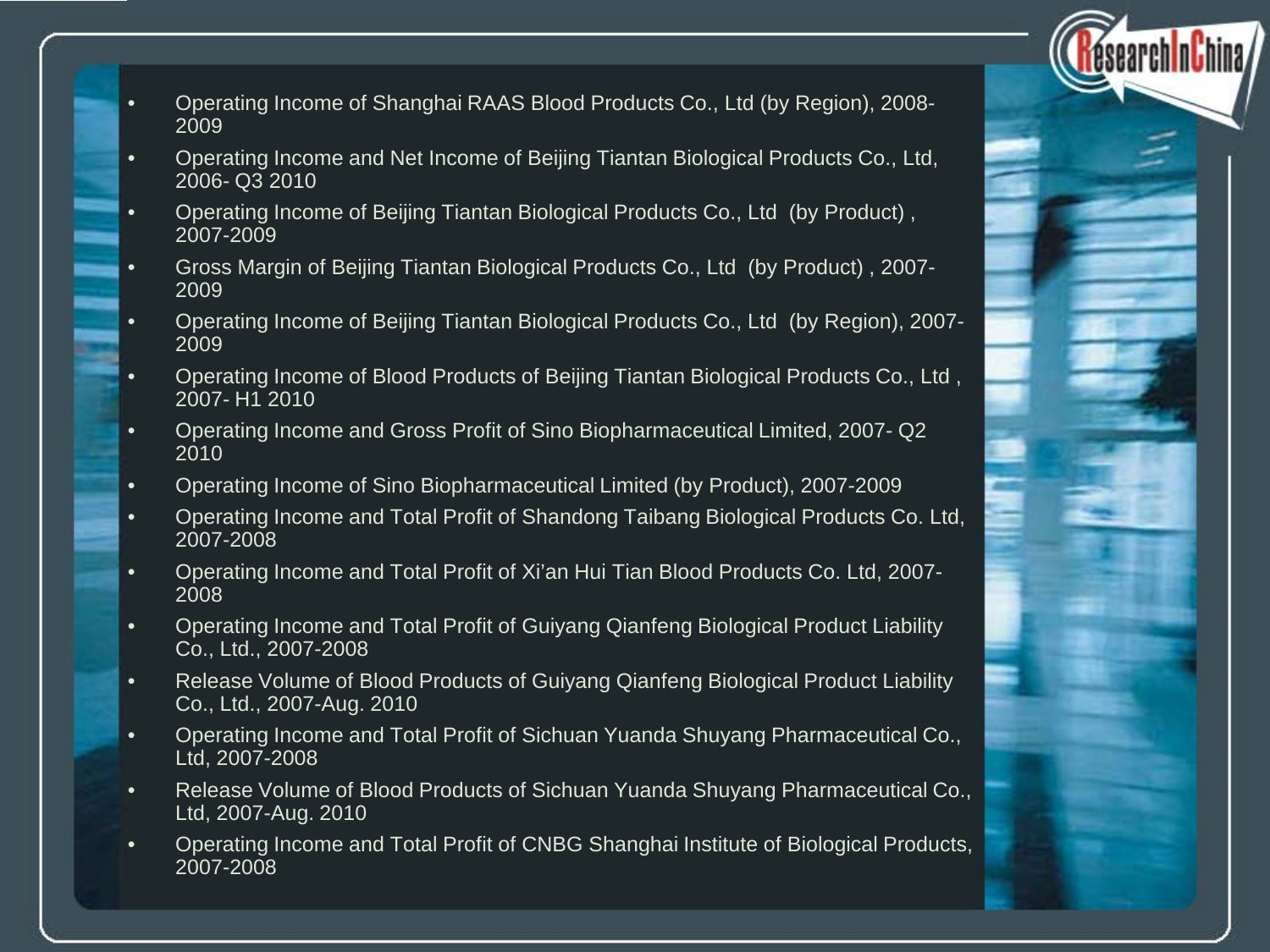- Operating Income of Shanghai RAAS Blood Products Co., Ltd (by Region), 2008-2009
- Operating Income and Net Income of Beijing Tiantan Biological Products Co., Ltd, 2006- Q3 2010
- Operating Income of Beijing Tiantan Biological Products Co., Ltd (by Product) , 2007-2009
- Gross Margin of Beijing Tiantan Biological Products Co., Ltd (by Product) , 2007-2009
- Operating Income of Beijing Tiantan Biological Products Co., Ltd (by Region), 2007-2009
- Operating Income of Blood Products of Beijing Tiantan Biological Products Co., Ltd , 2007- H1 2010
- Operating Income and Gross Profit of Sino Biopharmaceutical Limited, 2007- Q2 2010
- Operating Income of Sino Biopharmaceutical Limited (by Product), 2007-2009
- Operating Income and Total Profit of Shandong Taibang Biological Products Co. Ltd, 2007-2008
- Operating Income and Total Profit of Xi'an Hui Tian Blood Products Co. Ltd, 2007-2008
- Operating Income and Total Profit of Guiyang Qianfeng Biological Product Liability Co., Ltd., 2007-2008
- Release Volume of Blood Products of Guiyang Qianfeng Biological Product Liability Co., Ltd., 2007-Aug. 2010
- Operating Income and Total Profit of Sichuan Yuanda Shuyang Pharmaceutical Co., Ltd, 2007-2008
- Release Volume of Blood Products of Sichuan Yuanda Shuyang Pharmaceutical Co., Ltd, 2007-Aug. 2010
- Operating Income and Total Profit of CNBG Shanghai Institute of Biological Products, 2007-2008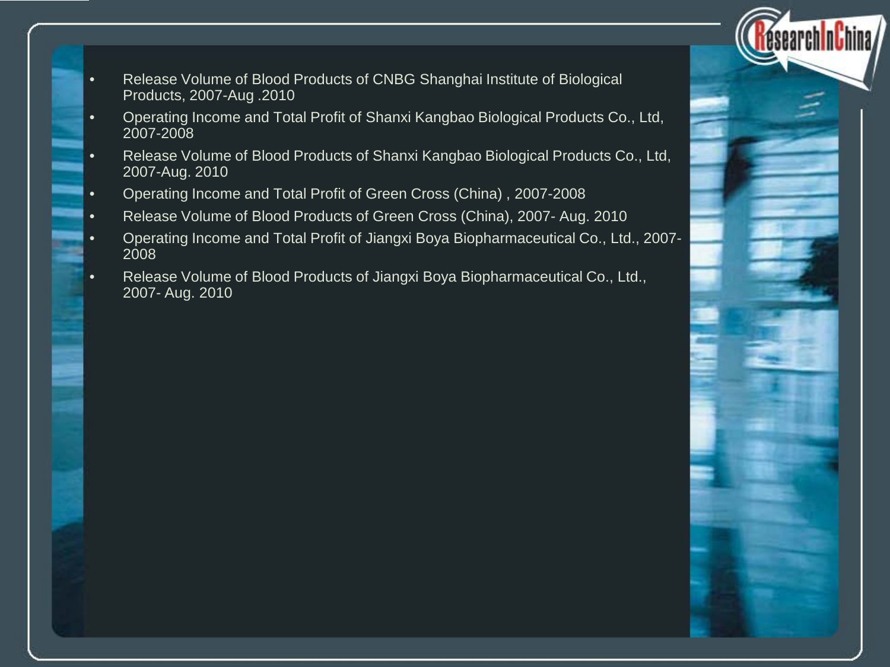- Release Volume of Blood Products of CNBG Shanghai Institute of Biological Products, 2007-Aug .2010
- Operating Income and Total Profit of Shanxi Kangbao Biological Products Co., Ltd, 2007-2008
- Release Volume of Blood Products of Shanxi Kangbao Biological Products Co., Ltd, 2007-Aug. 2010
- Operating Income and Total Profit of Green Cross (China) , 2007-2008
- Release Volume of Blood Products of Green Cross (China), 2007- Aug. 2010
- Operating Income and Total Profit of Jiangxi Boya Biopharmaceutical Co., Ltd., 2007-2008
- Release Volume of Blood Products of Jiangxi Boya Biopharmaceutical Co., Ltd., 2007- Aug. 2010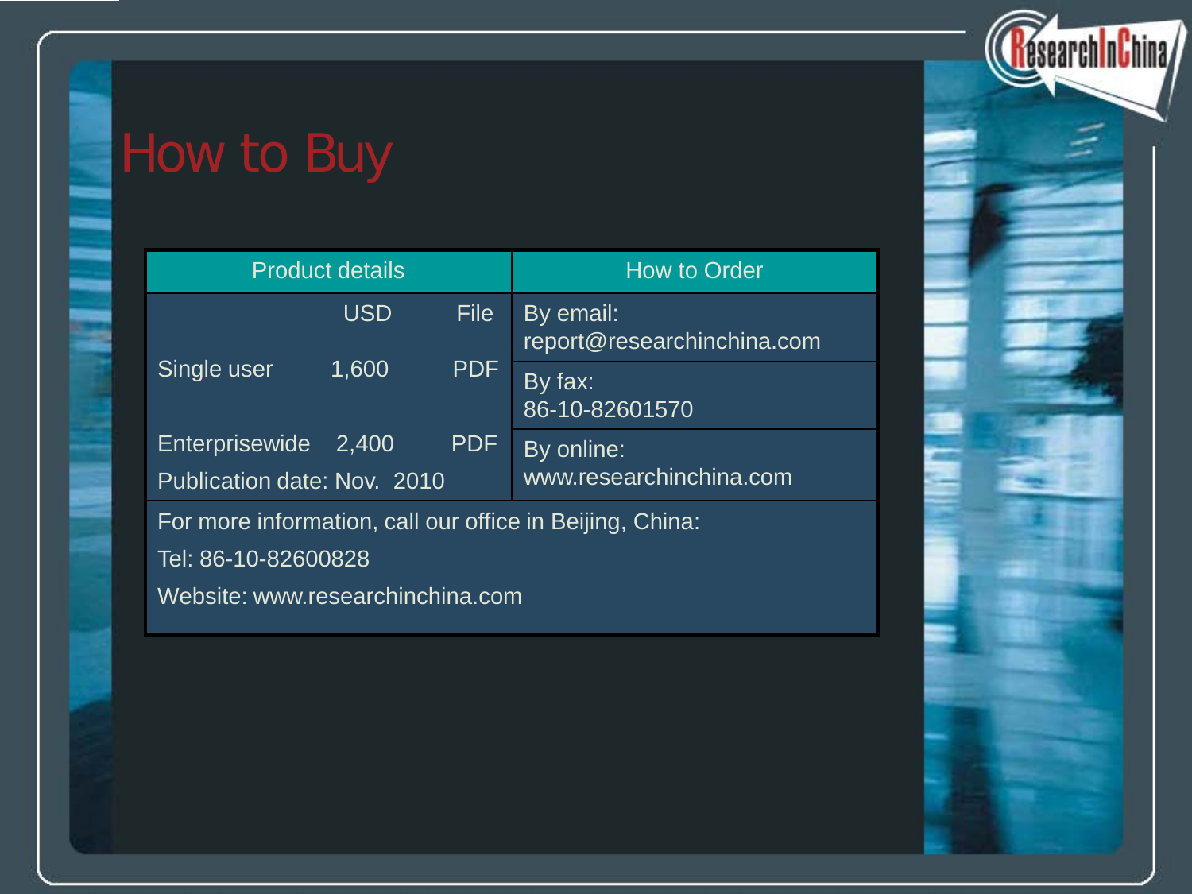# How to Buy

| Product details | | | How to Order |
|---|---|---|---|
| | USD | File | By email: report@researchinchina.com |
| Single user | 1,600 | PDF | By fax: 86-10-82601570 |
| Enterprisewide | 2,400 | PDF | By online: www.researchinchina.com |
| Publication date: Nov. 2010 | | | |

For more information, call our office in Beijing, China:

Tel: 86-10-82600828

Website: www.researchinchina.com